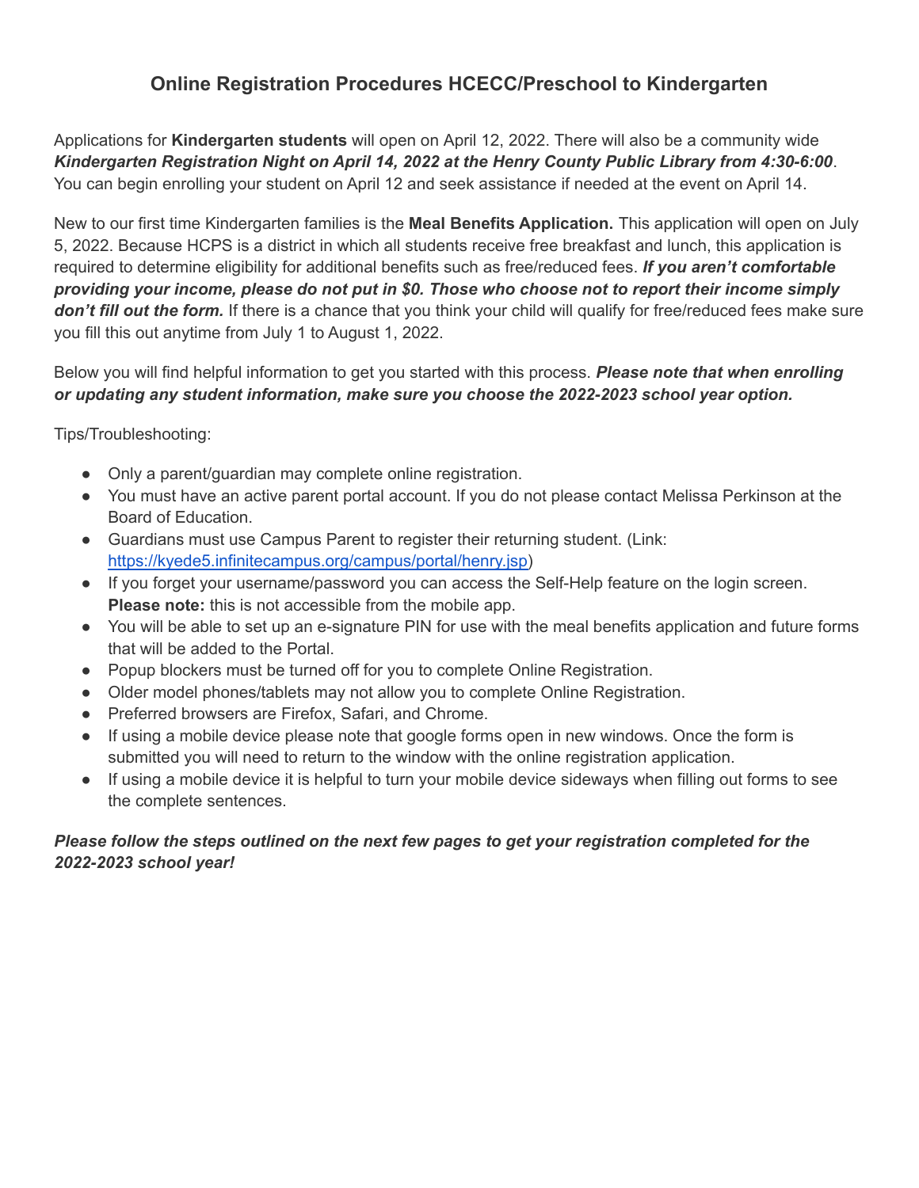# Online Registration Procedures HCECC/Preschool to Kindergarten

Applications for **Kindergarten students** will open on April 12, 2022. There will also be a community wide ***Kindergarten Registration Night on April 14, 2022 at the Henry County Public Library from 4:30-6:00***. You can begin enrolling your student on April 12 and seek assistance if needed at the event on April 14.

New to our first time Kindergarten families is the **Meal Benefits Application.** This application will open on July 5, 2022. Because HCPS is a district in which all students receive free breakfast and lunch, this application is required to determine eligibility for additional benefits such as free/reduced fees. ***If you aren't comfortable providing your income, please do not put in $0. Those who choose not to report their income simply don't fill out the form.*** If there is a chance that you think your child will qualify for free/reduced fees make sure you fill this out anytime from July 1 to August 1, 2022.

Below you will find helpful information to get you started with this process. ***Please note that when enrolling or updating any student information, make sure you choose the 2022-2023 school year option.***

Tips/Troubleshooting:

- Only a parent/guardian may complete online registration.
- You must have an active parent portal account. If you do not please contact Melissa Perkinson at the Board of Education.
- Guardians must use Campus Parent to register their returning student. (Link: [https://kyede5.infinitecampus.org/campus/portal/henry.jsp](https://kyede5.infinitecampus.org/campus/portal/henry.jsp))
- If you forget your username/password you can access the Self-Help feature on the login screen. **Please note:** this is not accessible from the mobile app.
- You will be able to set up an e-signature PIN for use with the meal benefits application and future forms that will be added to the Portal.
- Popup blockers must be turned off for you to complete Online Registration.
- Older model phones/tablets may not allow you to complete Online Registration.
- Preferred browsers are Firefox, Safari, and Chrome.
- If using a mobile device please note that google forms open in new windows. Once the form is submitted you will need to return to the window with the online registration application.
- If using a mobile device it is helpful to turn your mobile device sideways when filling out forms to see the complete sentences.

***Please follow the steps outlined on the next few pages to get your registration completed for the 2022-2023 school year!***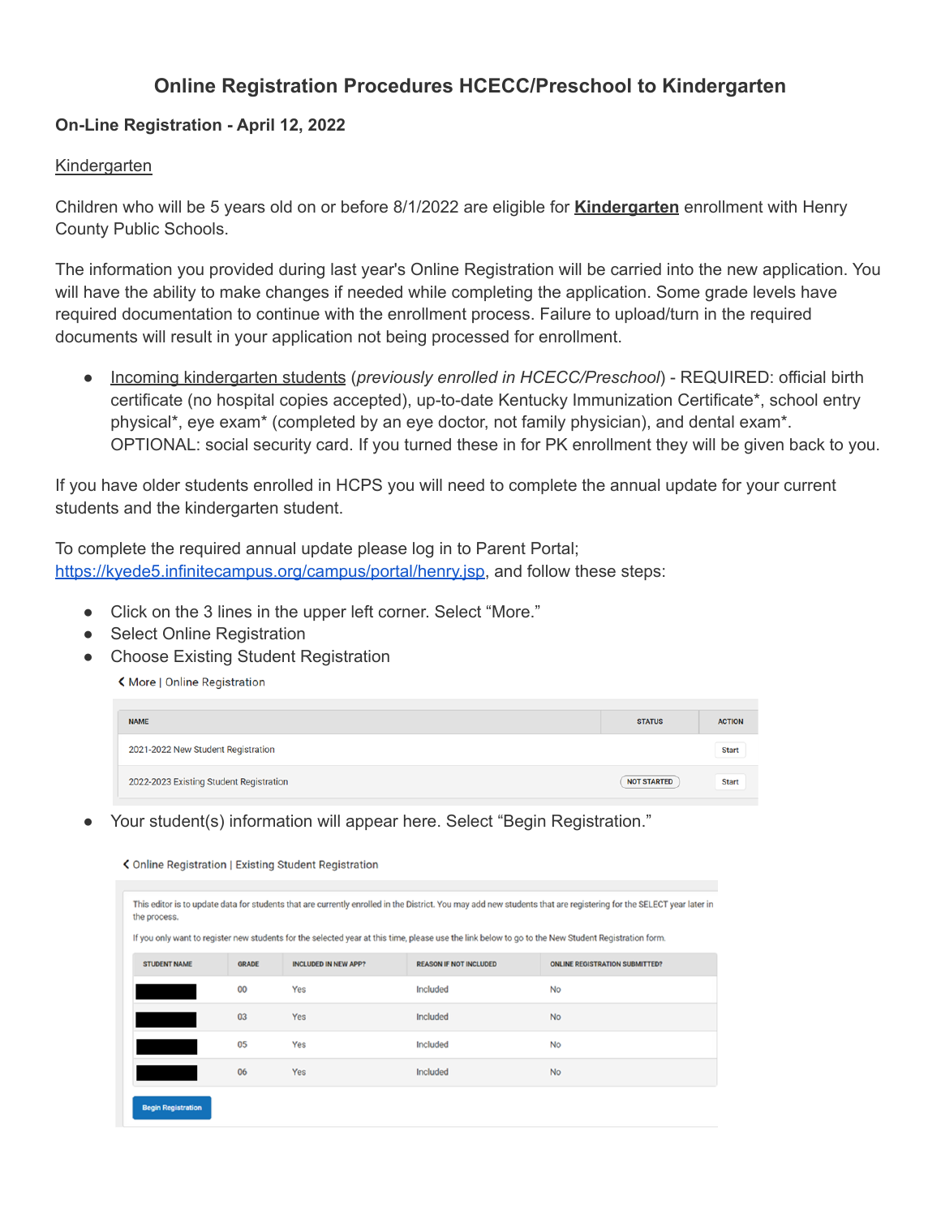# Online Registration Procedures HCECC/Preschool to Kindergarten

**On-Line Registration - April 12, 2022**

Kindergarten

Children who will be 5 years old on or before 8/1/2022 are eligible for **Kindergarten** enrollment with Henry County Public Schools.

The information you provided during last year's Online Registration will be carried into the new application. You will have the ability to make changes if needed while completing the application. Some grade levels have required documentation to continue with the enrollment process. Failure to upload/turn in the required documents will result in your application not being processed for enrollment.

- Incoming kindergarten students (*previously enrolled in HCECC/Preschool*) - REQUIRED: official birth certificate (no hospital copies accepted), up-to-date Kentucky Immunization Certificate*, school entry physical*, eye exam* (completed by an eye doctor, not family physician), and dental exam*. OPTIONAL: social security card. If you turned these in for PK enrollment they will be given back to you.

If you have older students enrolled in HCPS you will need to complete the annual update for your current students and the kindergarten student.

To complete the required annual update please log in to Parent Portal; https://kyede5.infinitecampus.org/campus/portal/henry.jsp, and follow these steps:

- Click on the 3 lines in the upper left corner. Select "More."
- Select Online Registration
- Choose Existing Student Registration

‹ More | Online Registration

| NAME | STATUS | ACTION |
|---|---|---|
| 2021-2022 New Student Registration | | Start |
| 2022-2023 Existing Student Registration | NOT STARTED | Start |

- Your student(s) information will appear here. Select "Begin Registration."

‹ Online Registration | Existing Student Registration

This editor is to update data for students that are currently enrolled in the District. You may add new students that are registering for the SELECT year later in the process.

If you only want to register new students for the selected year at this time, please use the link below to go to the New Student Registration form.

| STUDENT NAME | GRADE | INCLUDED IN NEW APP? | REASON IF NOT INCLUDED | ONLINE REGISTRATION SUBMITTED? |
|---|---|---|---|---|
| | 00 | Yes | Included | No |
| | 03 | Yes | Included | No |
| | 05 | Yes | Included | No |
| | 06 | Yes | Included | No |

Begin Registration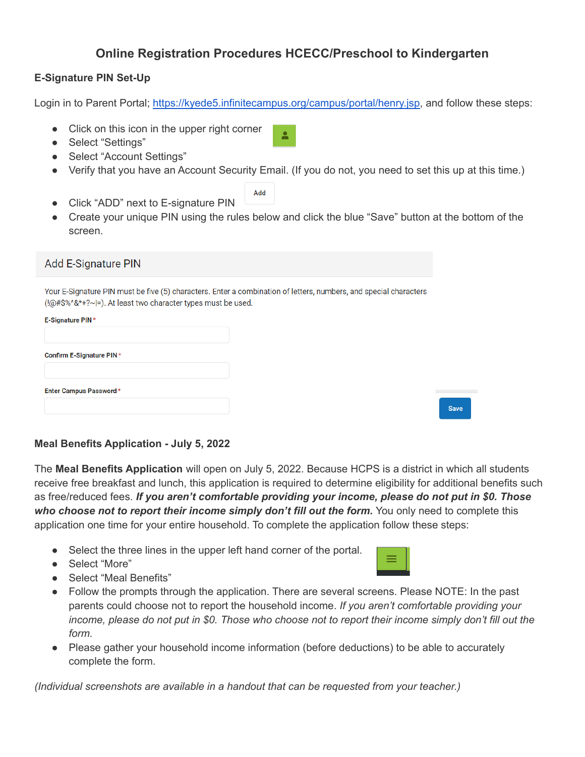# Online Registration Procedures HCECC/Preschool to Kindergarten

### E-Signature PIN Set-Up

Login in to Parent Portal; https://kyede5.infinitecampus.org/campus/portal/henry.jsp, and follow these steps:

- Click on this icon in the upper right corner
- Select "Settings"
- Select "Account Settings"
- Verify that you have an Account Security Email. (If you do not, you need to set this up at this time.)
- Click "ADD" next to E-signature PIN
- Create your unique PIN using the rules below and click the blue "Save" button at the bottom of the screen.

Add

Add E-Signature PIN

Your E-Signature PIN must be five (5) characters. Enter a combination of letters, numbers, and special characters (!@#$%^&*+?~|=). At least two character types must be used.

E-Signature PIN *

Confirm E-Signature PIN *

Enter Campus Password *

Save

### Meal Benefits Application - July 5, 2022

The **Meal Benefits Application** will open on July 5, 2022. Because HCPS is a district in which all students receive free breakfast and lunch, this application is required to determine eligibility for additional benefits such as free/reduced fees. ***If you aren't comfortable providing your income, please do not put in $0. Those who choose not to report their income simply don't fill out the form.*** You only need to complete this application one time for your entire household. To complete the application follow these steps:

- Select the three lines in the upper left hand corner of the portal.
- Select "More"
- Select "Meal Benefits"
- Follow the prompts through the application. There are several screens. Please NOTE: In the past parents could choose not to report the household income. *If you aren't comfortable providing your income, please do not put in $0. Those who choose not to report their income simply don't fill out the form.*
- Please gather your household income information (before deductions) to be able to accurately complete the form.

*(Individual screenshots are available in a handout that can be requested from your teacher.)*